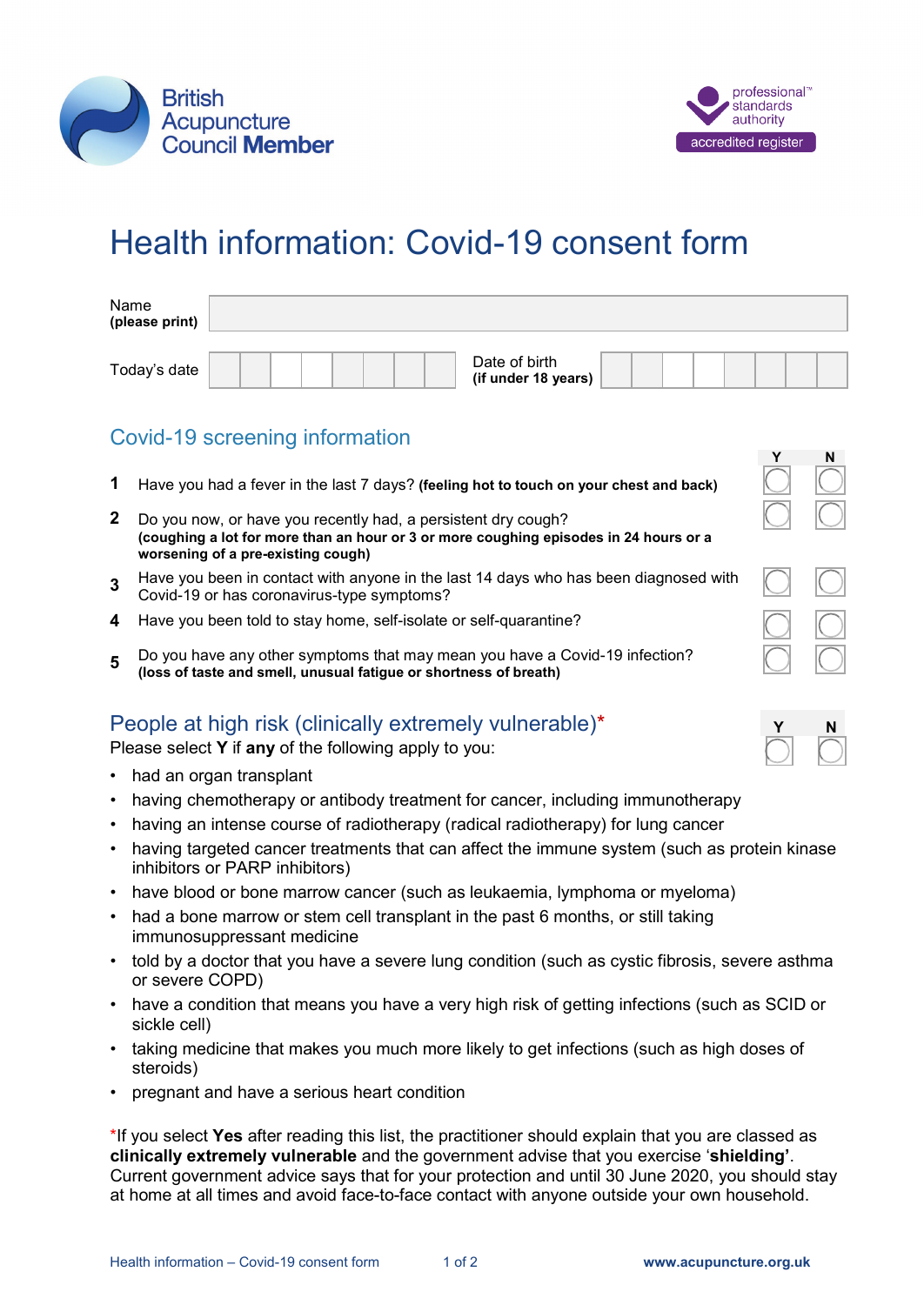British Acupuncture Council Member

professional standards authority accredited register

# Health information: Covid-19 consent form

| | | | |
|---|---|---|---|
| Name **(please print)** | | | |
| Today's date | | Date of birth **(if under 18 years)** | |

## Covid-19 screening information

| | | Y | N |
|---|---|---|---|
| 1 | Have you had a fever in the last 7 days? **(feeling hot to touch on your chest and back)** | ◯ | ◯ |
| 2 | Do you now, or have you recently had, a persistent dry cough? **(coughing a lot for more than an hour or 3 or more coughing episodes in 24 hours or a worsening of a pre-existing cough)** | ◯ | ◯ |
| 3 | Have you been in contact with anyone in the last 14 days who has been diagnosed with Covid-19 or has coronavirus-type symptoms? | ◯ | ◯ |
| 4 | Have you been told to stay home, self-isolate or self-quarantine? | ◯ | ◯ |
| 5 | Do you have any other symptoms that may mean you have a Covid-19 infection? **(loss of taste and smell, unusual fatigue or shortness of breath)** | ◯ | ◯ |

## People at high risk (clinically extremely vulnerable)*

Please select **Y** if **any** of the following apply to you:

Y ◯ N ◯

- had an organ transplant
- having chemotherapy or antibody treatment for cancer, including immunotherapy
- having an intense course of radiotherapy (radical radiotherapy) for lung cancer
- having targeted cancer treatments that can affect the immune system (such as protein kinase inhibitors or PARP inhibitors)
- have blood or bone marrow cancer (such as leukaemia, lymphoma or myeloma)
- had a bone marrow or stem cell transplant in the past 6 months, or still taking immunosuppressant medicine
- told by a doctor that you have a severe lung condition (such as cystic fibrosis, severe asthma or severe COPD)
- have a condition that means you have a very high risk of getting infections (such as SCID or sickle cell)
- taking medicine that makes you much more likely to get infections (such as high doses of steroids)
- pregnant and have a serious heart condition

*If you select **Yes** after reading this list, the practitioner should explain that you are classed as **clinically extremely vulnerable** and the government advise that you exercise '**shielding'**. Current government advice says that for your protection and until 30 June 2020, you should stay at home at all times and avoid face-to-face contact with anyone outside your own household.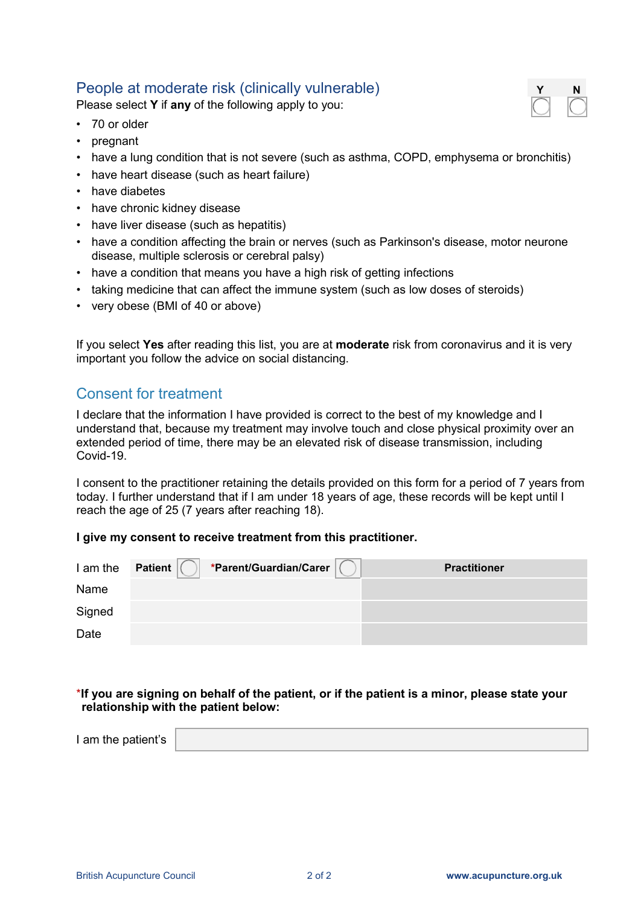## People at moderate risk (clinically vulnerable)

Please select **Y** if **any** of the following apply to you:

| Y | N |
|---|---|
| ◯ | ◯ |

- 70 or older
- pregnant
- have a lung condition that is not severe (such as asthma, COPD, emphysema or bronchitis)
- have heart disease (such as heart failure)
- have diabetes
- have chronic kidney disease
- have liver disease (such as hepatitis)
- have a condition affecting the brain or nerves (such as Parkinson's disease, motor neurone disease, multiple sclerosis or cerebral palsy)
- have a condition that means you have a high risk of getting infections
- taking medicine that can affect the immune system (such as low doses of steroids)
- very obese (BMI of 40 or above)

If you select **Yes** after reading this list, you are at **moderate** risk from coronavirus and it is very important you follow the advice on social distancing.

## Consent for treatment

I declare that the information I have provided is correct to the best of my knowledge and I understand that, because my treatment may involve touch and close physical proximity over an extended period of time, there may be an elevated risk of disease transmission, including Covid-19.

I consent to the practitioner retaining the details provided on this form for a period of 7 years from today. I further understand that if I am under 18 years of age, these records will be kept until I reach the age of 25 (7 years after reaching 18).

**I give my consent to receive treatment from this practitioner.**

| I am the | **Patient** ◯ **\*Parent/Guardian/Carer** ◯ | **Practitioner** |
|---|---|---|
| Name | | |
| Signed | | |
| Date | | |

*__If you are signing on behalf of the patient, or if the patient is a minor, please state your relationship with the patient below:__

I am the patient's ______________________